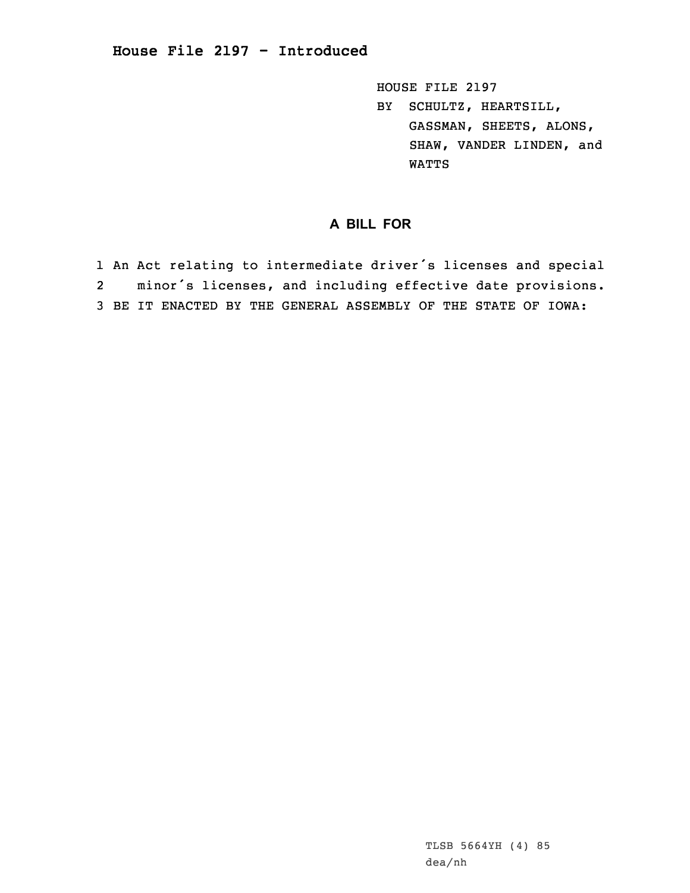# House File 2197 - Introduced

HOUSE FILE 2197
BY SCHULTZ, HEARTSILL, GASSMAN, SHEETS, ALONS, SHAW, VANDER LINDEN, and WATTS

## A BILL FOR

1 An Act relating to intermediate driver's licenses and special
2 minor's licenses, and including effective date provisions.
3 BE IT ENACTED BY THE GENERAL ASSEMBLY OF THE STATE OF IOWA:

TLSB 5664YH (4) 85
dea/nh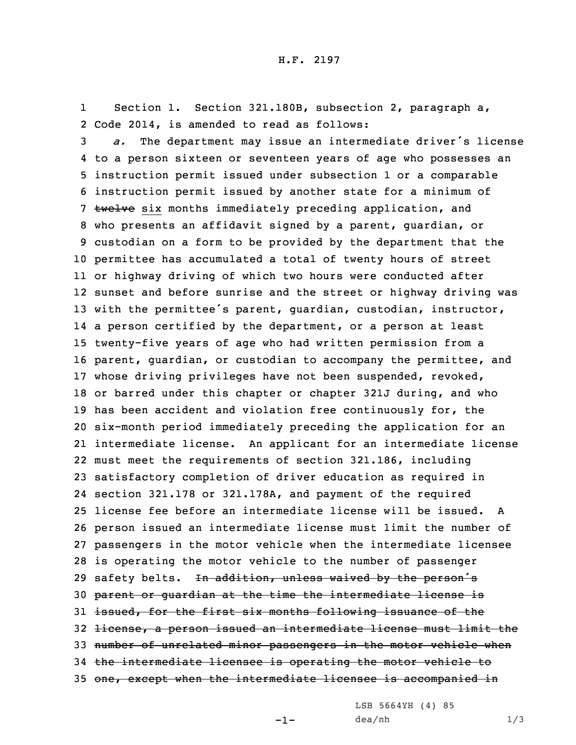Section 1. Section 321.180B, subsection 2, paragraph a, Code 2014, is amended to read as follows:

*a.* The department may issue an intermediate driver's license to a person sixteen or seventeen years of age who possesses an instruction permit issued under subsection 1 or a comparable instruction permit issued by another state for a minimum of ~~twelve~~ six months immediately preceding application, and who presents an affidavit signed by a parent, guardian, or custodian on a form to be provided by the department that the permittee has accumulated a total of twenty hours of street or highway driving of which two hours were conducted after sunset and before sunrise and the street or highway driving was with the permittee's parent, guardian, custodian, instructor, a person certified by the department, or a person at least twenty-five years of age who had written permission from a parent, guardian, or custodian to accompany the permittee, and whose driving privileges have not been suspended, revoked, or barred under this chapter or chapter 321J during, and who has been accident and violation free continuously for, the six-month period immediately preceding the application for an intermediate license. An applicant for an intermediate license must meet the requirements of section 321.186, including satisfactory completion of driver education as required in section 321.178 or 321.178A, and payment of the required license fee before an intermediate license will be issued. A person issued an intermediate license must limit the number of passengers in the motor vehicle when the intermediate licensee is operating the motor vehicle to the number of passenger safety belts. ~~In addition, unless waived by the person's parent or guardian at the time the intermediate license is issued, for the first six months following issuance of the license, a person issued an intermediate license must limit the number of unrelated minor passengers in the motor vehicle when the intermediate licensee is operating the motor vehicle to one, except when the intermediate licensee is accompanied in~~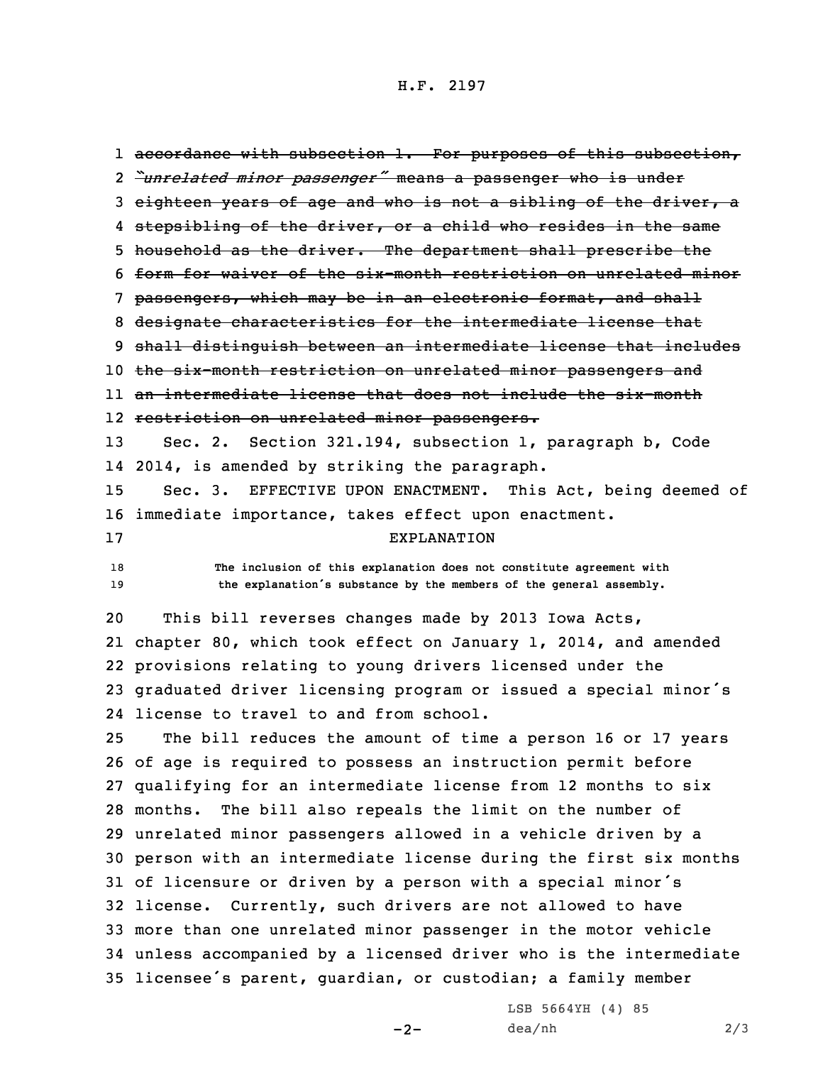~~accordance with subsection 1. For purposes of this subsection, *"unrelated minor passenger"* means a passenger who is under eighteen years of age and who is not a sibling of the driver, a stepsibling of the driver, or a child who resides in the same household as the driver. The department shall prescribe the form for waiver of the six-month restriction on unrelated minor passengers, which may be in an electronic format, and shall designate characteristics for the intermediate license that shall distinguish between an intermediate license that includes the six-month restriction on unrelated minor passengers and an intermediate license that does not include the six-month restriction on unrelated minor passengers.~~

Sec. 2. Section 321.194, subsection 1, paragraph b, Code 2014, is amended by striking the paragraph.

Sec. 3. EFFECTIVE UPON ENACTMENT. This Act, being deemed of immediate importance, takes effect upon enactment.

EXPLANATION

The inclusion of this explanation does not constitute agreement with the explanation's substance by the members of the general assembly.

This bill reverses changes made by 2013 Iowa Acts, chapter 80, which took effect on January 1, 2014, and amended provisions relating to young drivers licensed under the graduated driver licensing program or issued a special minor's license to travel to and from school.

The bill reduces the amount of time a person 16 or 17 years of age is required to possess an instruction permit before qualifying for an intermediate license from 12 months to six months. The bill also repeals the limit on the number of unrelated minor passengers allowed in a vehicle driven by a person with an intermediate license during the first six months of licensure or driven by a person with a special minor's license. Currently, such drivers are not allowed to have more than one unrelated minor passenger in the motor vehicle unless accompanied by a licensed driver who is the intermediate licensee's parent, guardian, or custodian; a family member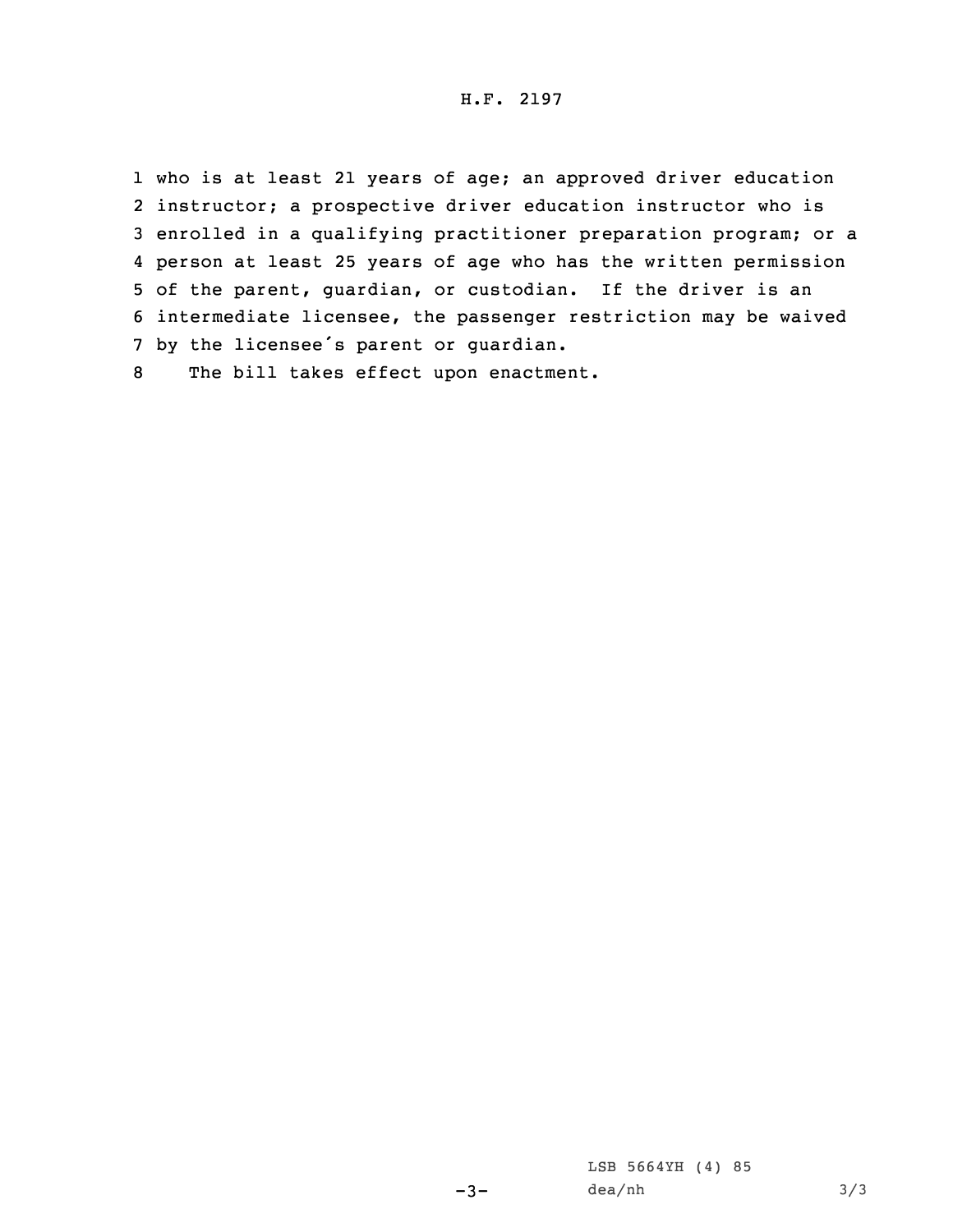who is at least 21 years of age; an approved driver education instructor; a prospective driver education instructor who is enrolled in a qualifying practitioner preparation program; or a person at least 25 years of age who has the written permission of the parent, guardian, or custodian. If the driver is an intermediate licensee, the passenger restriction may be waived by the licensee's parent or guardian.

The bill takes effect upon enactment.